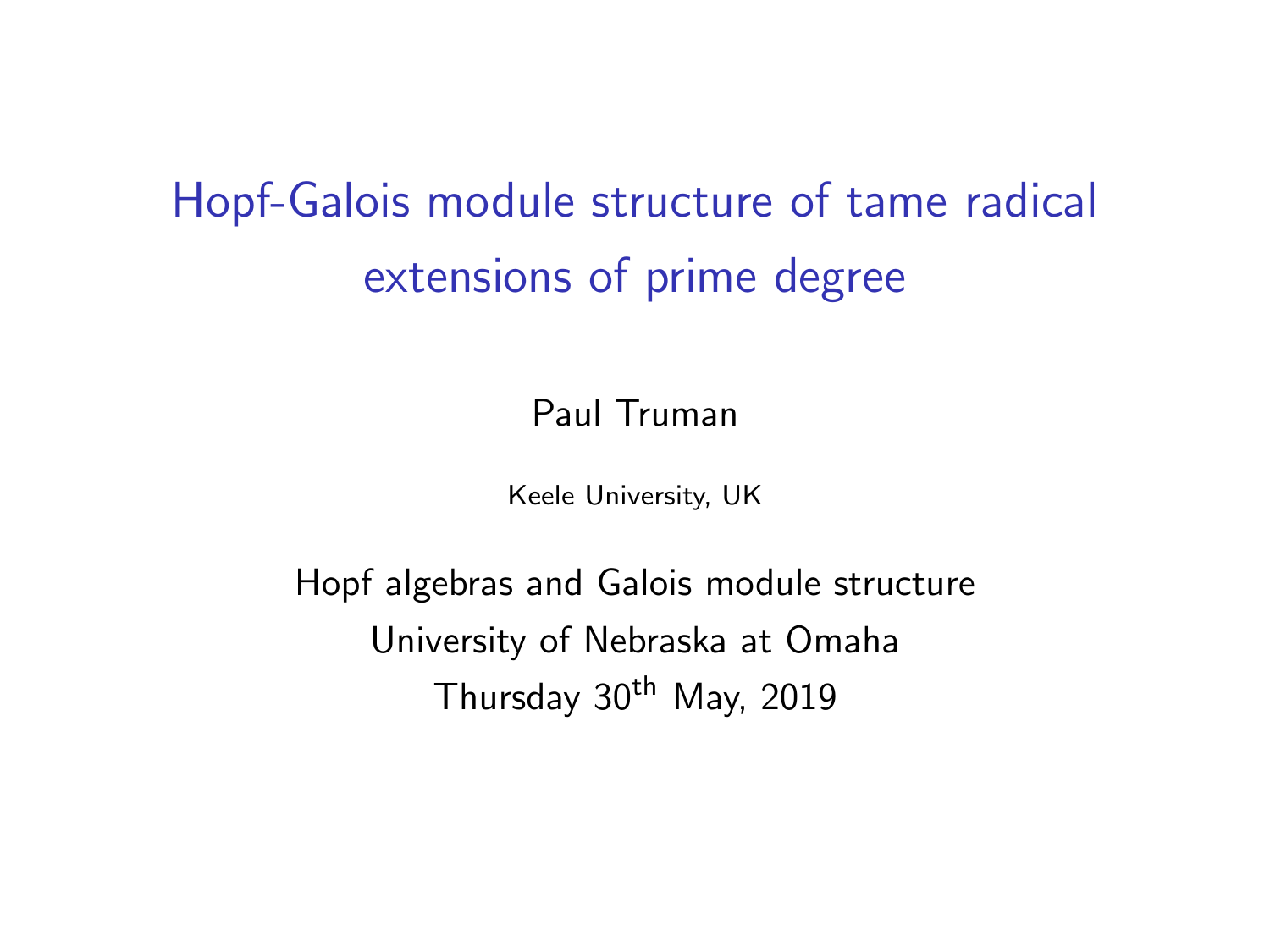# Hopf-Galois module structure of tame radical extensions of prime degree

Paul Truman

Keele University, UK

Hopf algebras and Galois module structure

University of Nebraska at Omaha

Thursday 30$^{\text{th}}$ May, 2019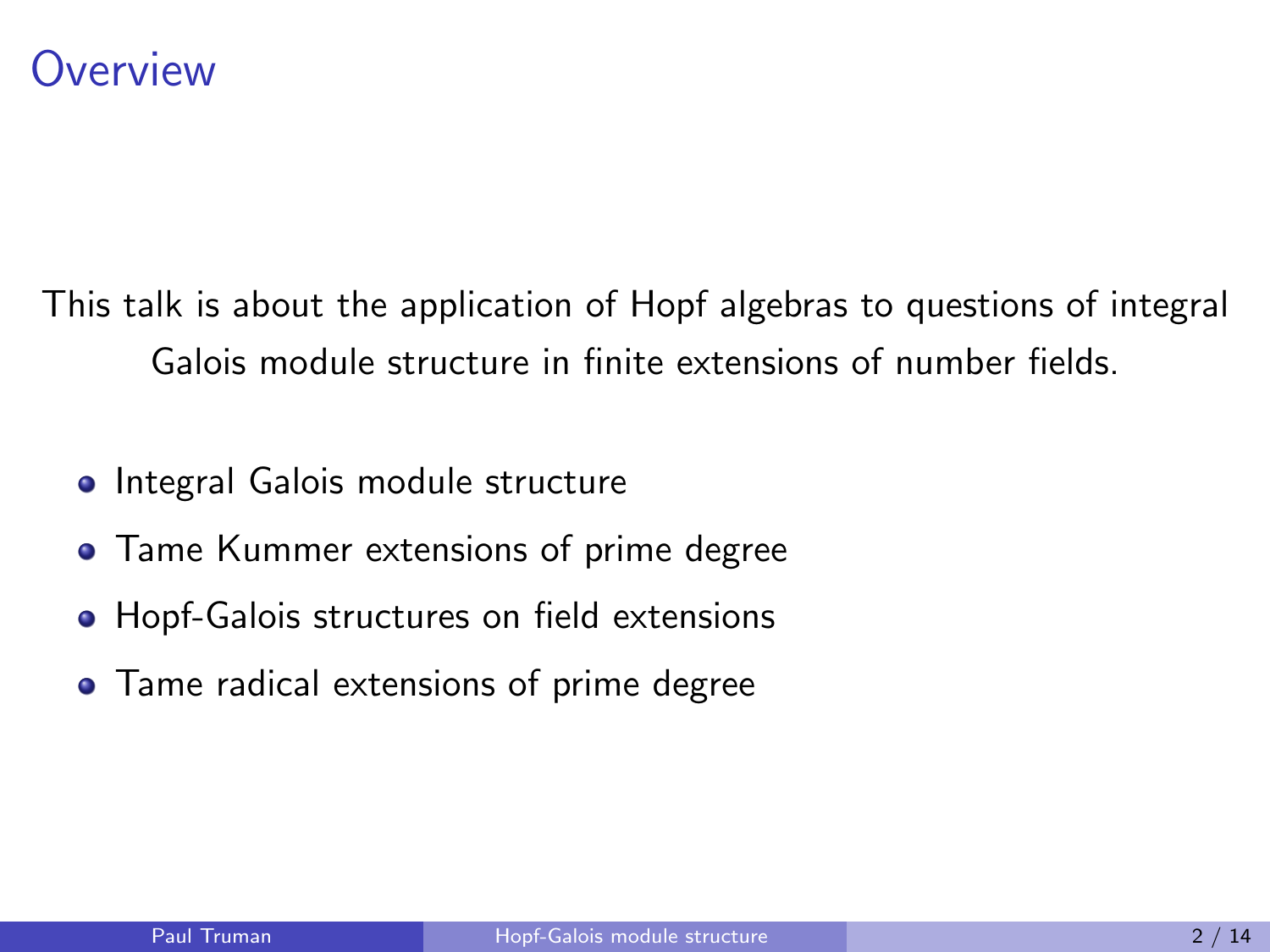# Overview

This talk is about the application of Hopf algebras to questions of integral Galois module structure in finite extensions of number fields.

- Integral Galois module structure
- Tame Kummer extensions of prime degree
- Hopf-Galois structures on field extensions
- Tame radical extensions of prime degree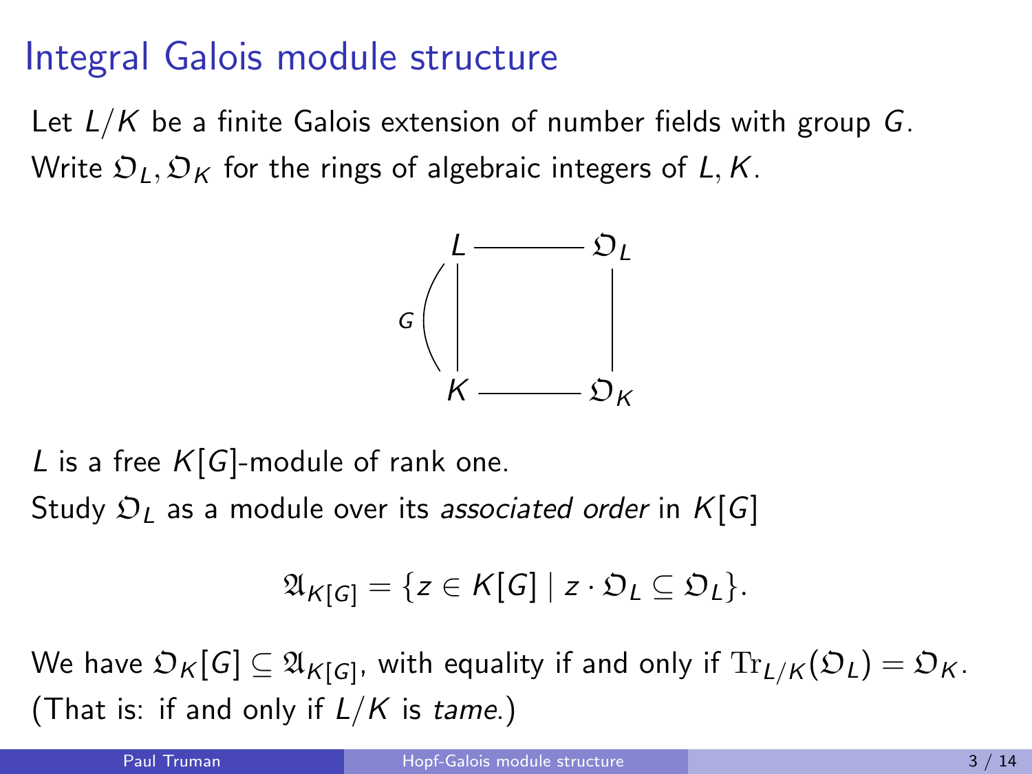# Integral Galois module structure

Let $L/K$ be a finite Galois extension of number fields with group $G$.
Write $\mathfrak{O}_L, \mathfrak{O}_K$ for the rings of algebraic integers of $L, K$.

$$
\begin{array}{ccc}
L & \text{———} & \mathfrak{O}_L \\
G \Big| & & \Big| \\
K & \text{———} & \mathfrak{O}_K
\end{array}
$$

$L$ is a free $K[G]$-module of rank one.
Study $\mathfrak{O}_L$ as a module over its *associated order* in $K[G]$

$$\mathfrak{A}_{K[G]} = \{z \in K[G] \mid z \cdot \mathfrak{O}_L \subseteq \mathfrak{O}_L\}.$$

We have $\mathfrak{O}_K[G] \subseteq \mathfrak{A}_{K[G]}$, with equality if and only if $\mathrm{Tr}_{L/K}(\mathfrak{O}_L) = \mathfrak{O}_K$.
(That is: if and only if $L/K$ is *tame*.)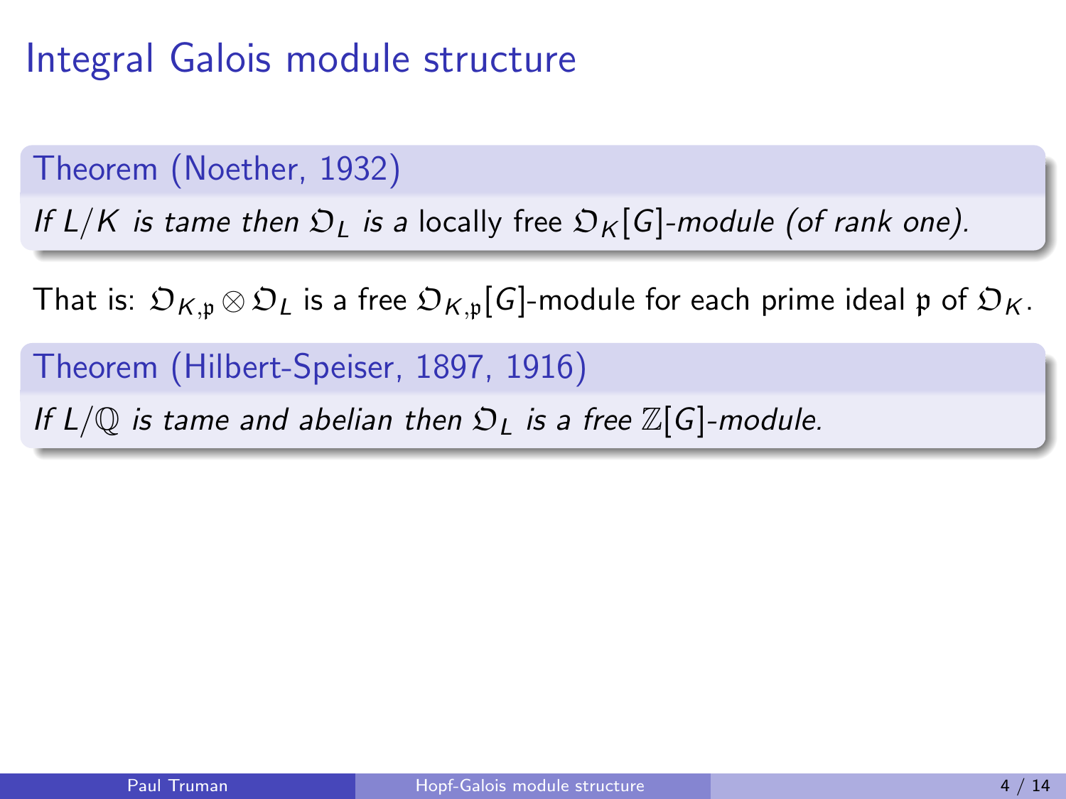# Integral Galois module structure

**Theorem (Noether, 1932)**

*If $L/K$ is tame then $\mathfrak{O}_L$ is a* locally free *$\mathfrak{O}_K[G]$-module (of rank one).*

That is: $\mathfrak{O}_{K,\mathfrak{p}} \otimes \mathfrak{O}_L$ is a free $\mathfrak{O}_{K,\mathfrak{p}}[G]$-module for each prime ideal $\mathfrak{p}$ of $\mathfrak{O}_K$.

**Theorem (Hilbert-Speiser, 1897, 1916)**

*If $L/\mathbb{Q}$ is tame and abelian then $\mathfrak{O}_L$ is a free $\mathbb{Z}[G]$-module.*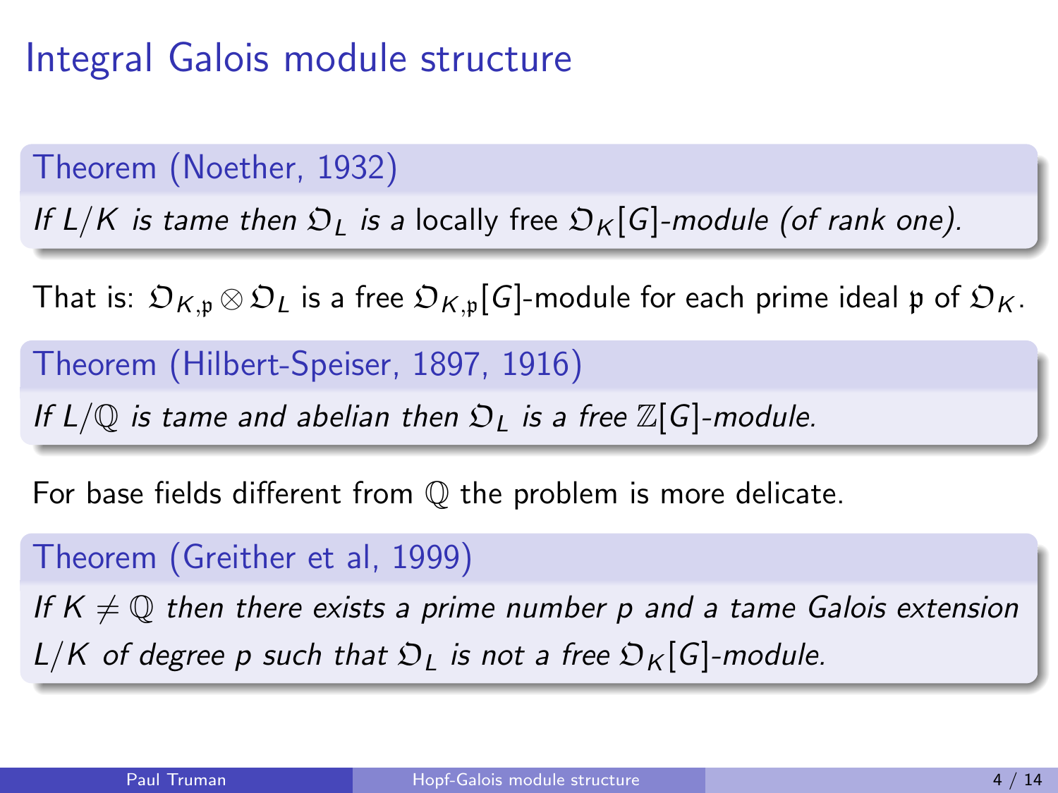# Integral Galois module structure

**Theorem (Noether, 1932)**

*If $L/K$ is tame then $\mathfrak{O}_L$ is a* locally free *$\mathfrak{O}_K[G]$-module (of rank one).*

That is: $\mathfrak{O}_{K,\mathfrak{p}} \otimes \mathfrak{O}_L$ is a free $\mathfrak{O}_{K,\mathfrak{p}}[G]$-module for each prime ideal $\mathfrak{p}$ of $\mathfrak{O}_K$.

**Theorem (Hilbert-Speiser, 1897, 1916)**

*If $L/\mathbb{Q}$ is tame and abelian then $\mathfrak{O}_L$ is a free $\mathbb{Z}[G]$-module.*

For base fields different from $\mathbb{Q}$ the problem is more delicate.

**Theorem (Greither et al, 1999)**

*If $K \neq \mathbb{Q}$ then there exists a prime number $p$ and a tame Galois extension $L/K$ of degree $p$ such that $\mathfrak{O}_L$ is not a free $\mathfrak{O}_K[G]$-module.*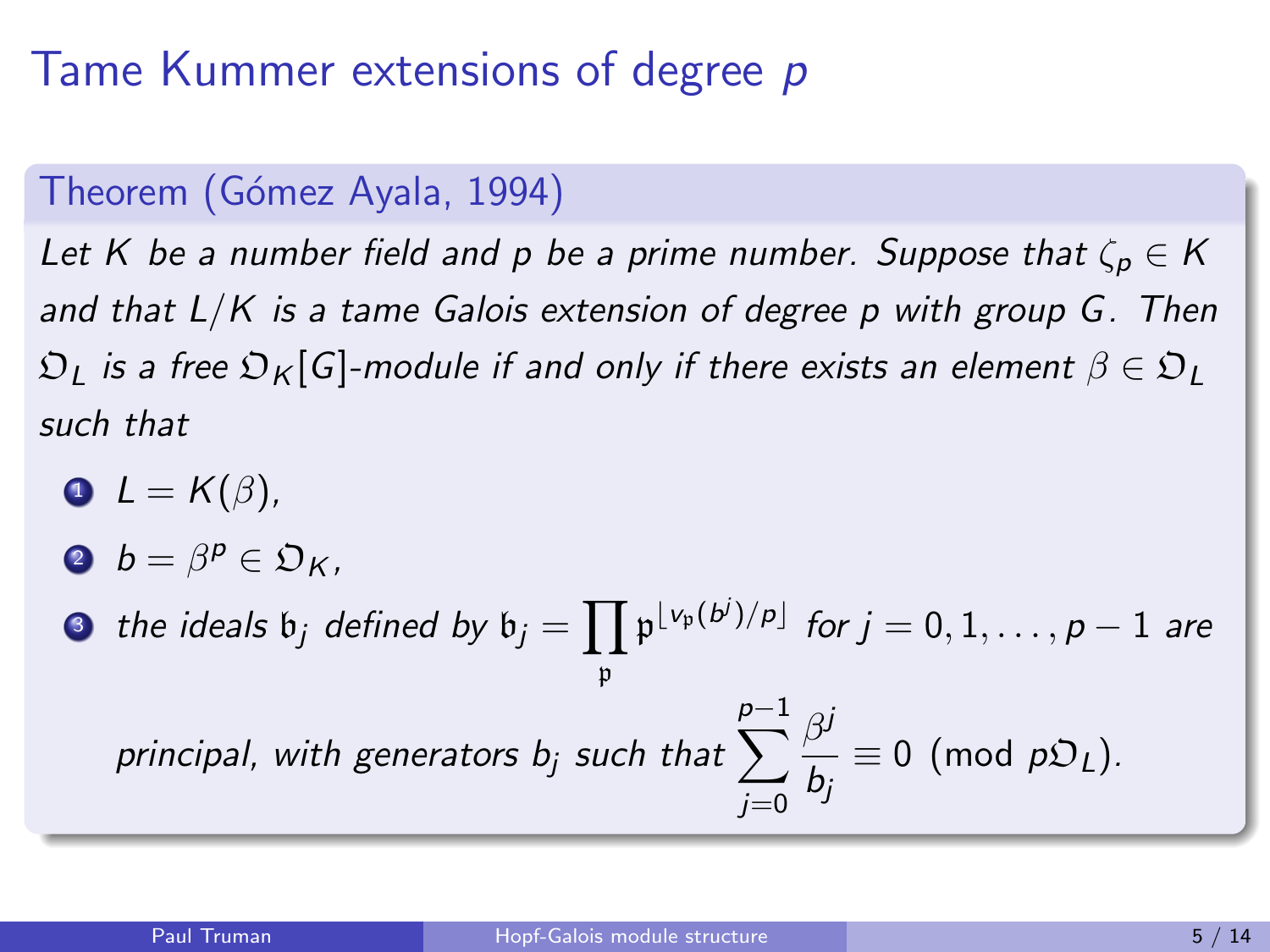# Tame Kummer extensions of degree $p$

**Theorem (Gómez Ayala, 1994)**

*Let $K$ be a number field and $p$ be a prime number. Suppose that $\zeta_p \in K$ and that $L/K$ is a tame Galois extension of degree $p$ with group $G$. Then $\mathfrak{O}_L$ is a free $\mathfrak{O}_K[G]$-module if and only if there exists an element $\beta \in \mathfrak{O}_L$ such that*

1. $L = K(\beta)$,
2. $b = \beta^p \in \mathfrak{O}_K$,
3. *the ideals $\mathfrak{b}_j$ defined by $\mathfrak{b}_j = \prod_{\mathfrak{p}} \mathfrak{p}^{\lfloor v_{\mathfrak{p}}(b^j)/p \rfloor}$ for $j = 0, 1, \ldots, p-1$ are principal, with generators $b_j$ such that $\displaystyle\sum_{j=0}^{p-1} \frac{\beta^j}{b_j} \equiv 0 \pmod{p\mathfrak{O}_L}$.*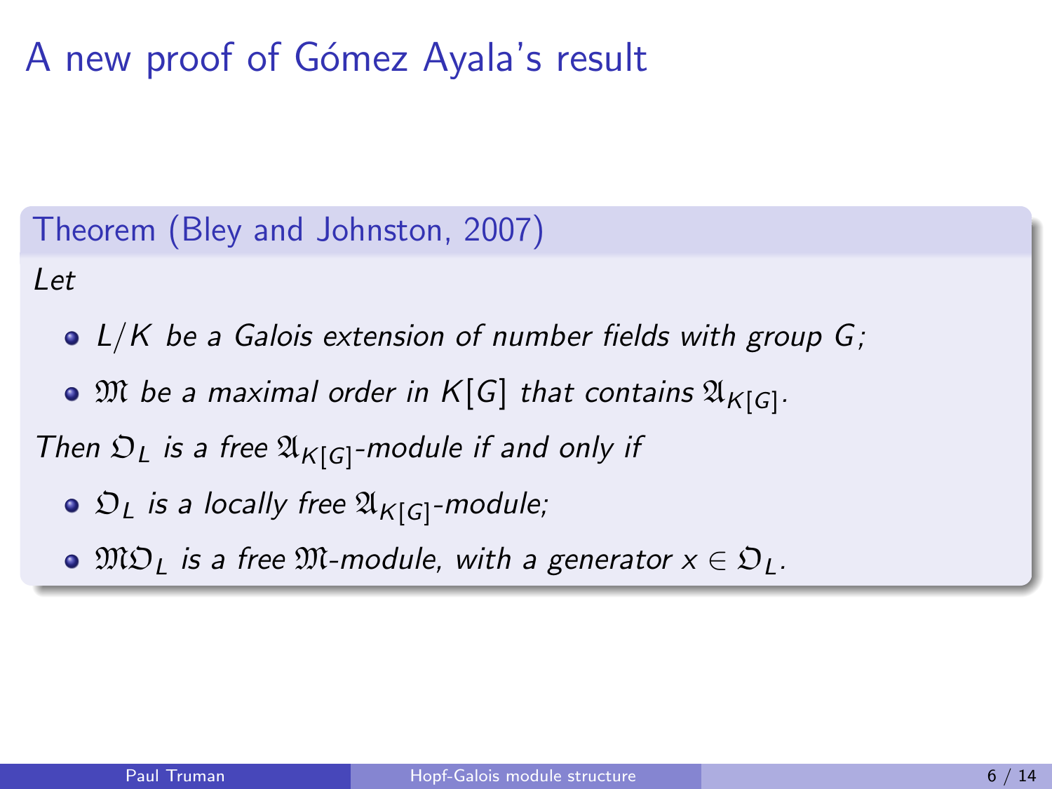# A new proof of Gómez Ayala's result

**Theorem (Bley and Johnston, 2007)**

*Let*

- *$L/K$ be a Galois extension of number fields with group $G$;*
- *$\mathfrak{M}$ be a maximal order in $K[G]$ that contains $\mathfrak{A}_{K[G]}$.*

*Then $\mathfrak{O}_L$ is a free $\mathfrak{A}_{K[G]}$-module if and only if*

- *$\mathfrak{O}_L$ is a locally free $\mathfrak{A}_{K[G]}$-module;*
- *$\mathfrak{M}\mathfrak{O}_L$ is a free $\mathfrak{M}$-module, with a generator $x \in \mathfrak{O}_L$.*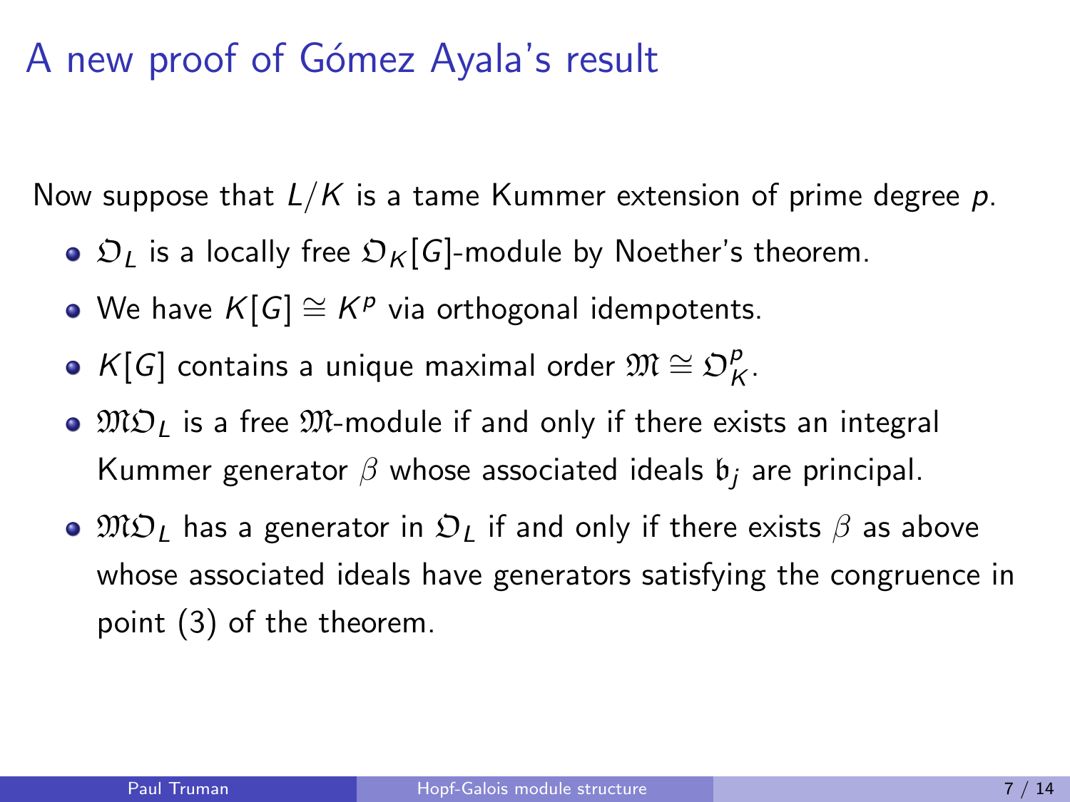# A new proof of Gómez Ayala's result

Now suppose that $L/K$ is a tame Kummer extension of prime degree $p$.

- $\mathfrak{O}_L$ is a locally free $\mathfrak{O}_K[G]$-module by Noether's theorem.
- We have $K[G] \cong K^p$ via orthogonal idempotents.
- $K[G]$ contains a unique maximal order $\mathfrak{M} \cong \mathfrak{O}_K^p$.
- $\mathfrak{M}\mathfrak{O}_L$ is a free $\mathfrak{M}$-module if and only if there exists an integral Kummer generator $\beta$ whose associated ideals $\mathfrak{b}_j$ are principal.
- $\mathfrak{M}\mathfrak{O}_L$ has a generator in $\mathfrak{O}_L$ if and only if there exists $\beta$ as above whose associated ideals have generators satisfying the congruence in point (3) of the theorem.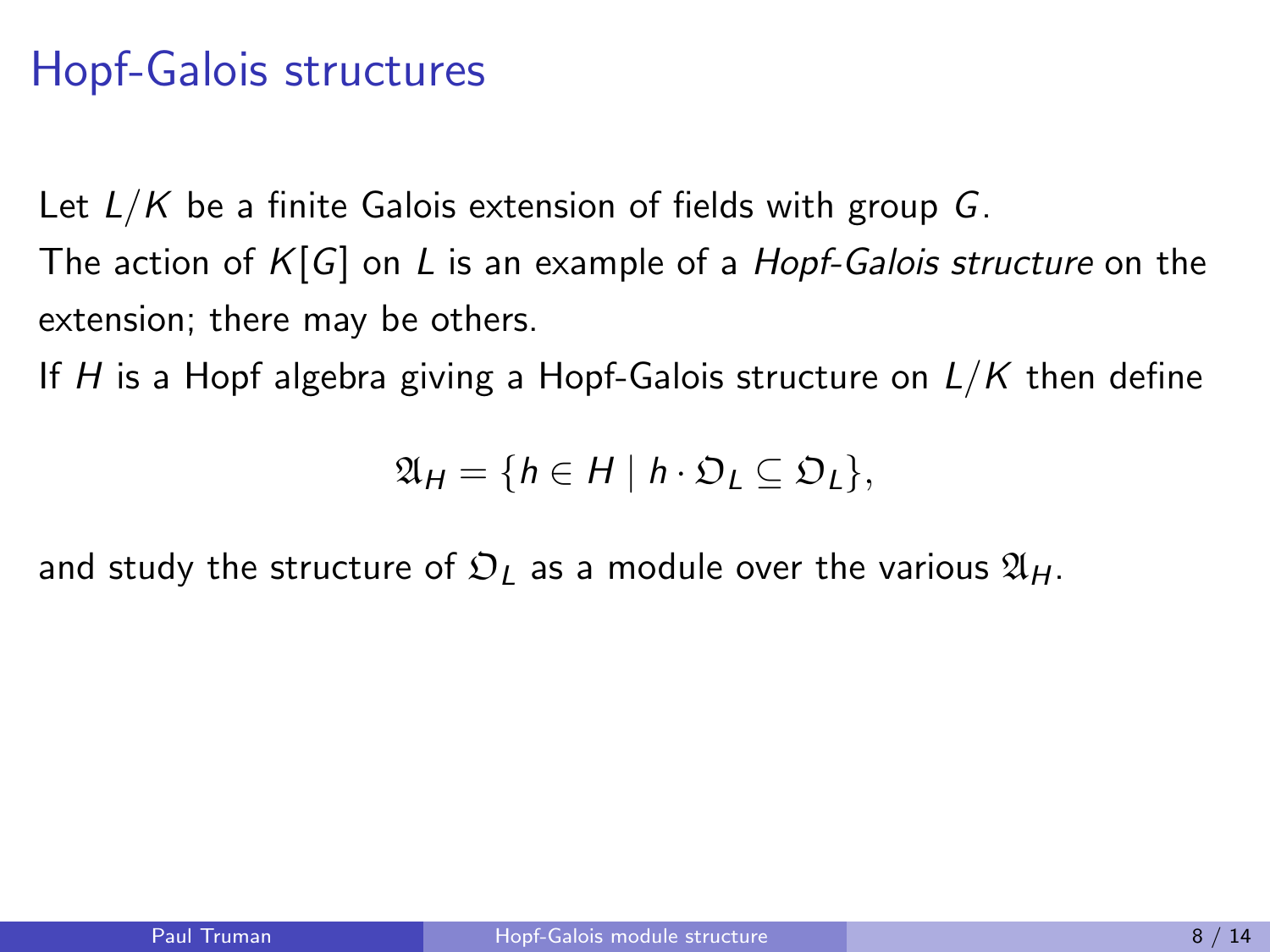# Hopf-Galois structures

Let $L/K$ be a finite Galois extension of fields with group $G$.

The action of $K[G]$ on $L$ is an example of a *Hopf-Galois structure* on the extension; there may be others.

If $H$ is a Hopf algebra giving a Hopf-Galois structure on $L/K$ then define

$$\mathfrak{A}_H = \{h \in H \mid h \cdot \mathfrak{O}_L \subseteq \mathfrak{O}_L\},$$

and study the structure of $\mathfrak{O}_L$ as a module over the various $\mathfrak{A}_H$.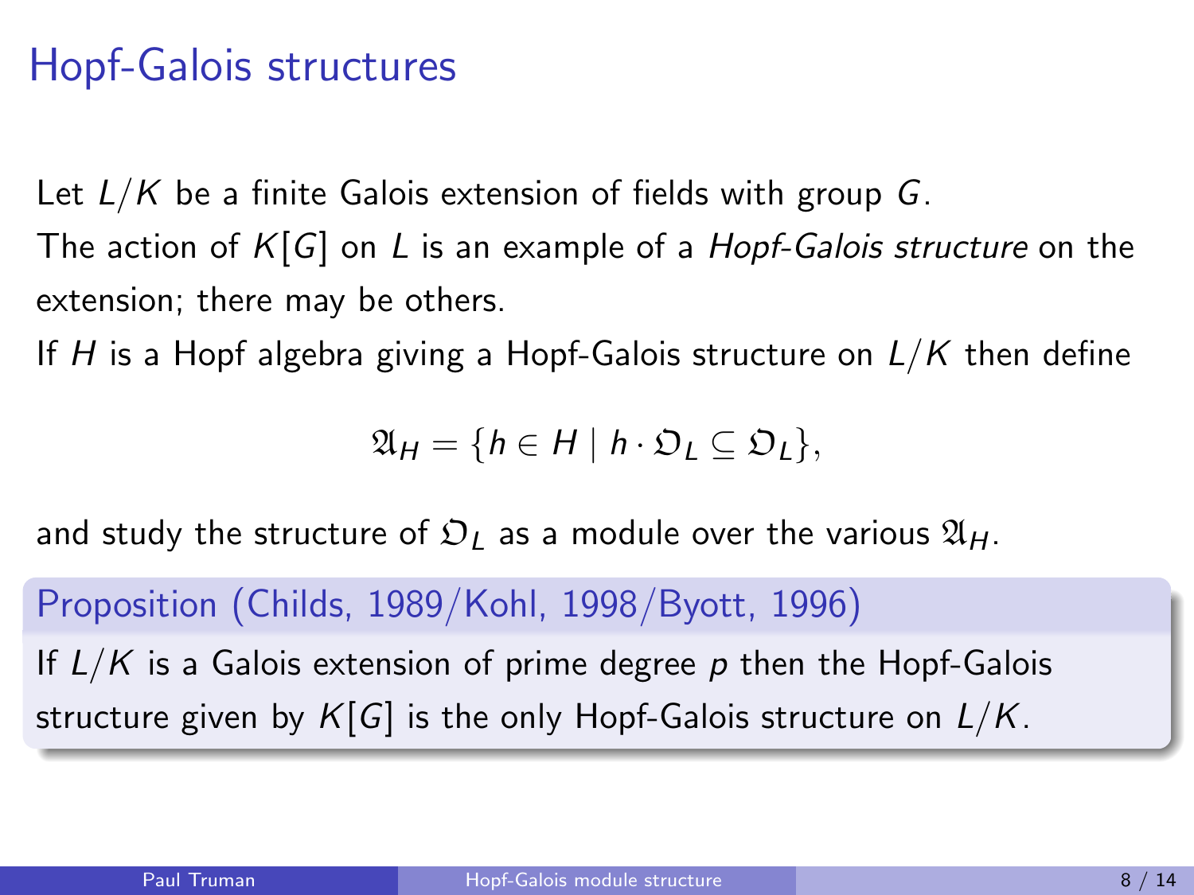## Hopf-Galois structures

Let $L/K$ be a finite Galois extension of fields with group $G$.
The action of $K[G]$ on $L$ is an example of a *Hopf-Galois structure* on the extension; there may be others.
If $H$ is a Hopf algebra giving a Hopf-Galois structure on $L/K$ then define

$$\mathfrak{A}_H = \{h \in H \mid h \cdot \mathfrak{O}_L \subseteq \mathfrak{O}_L\},$$

and study the structure of $\mathfrak{O}_L$ as a module over the various $\mathfrak{A}_H$.

**Proposition (Childs, 1989/Kohl, 1998/Byott, 1996)**

If $L/K$ is a Galois extension of prime degree $p$ then the Hopf-Galois structure given by $K[G]$ is the only Hopf-Galois structure on $L/K$.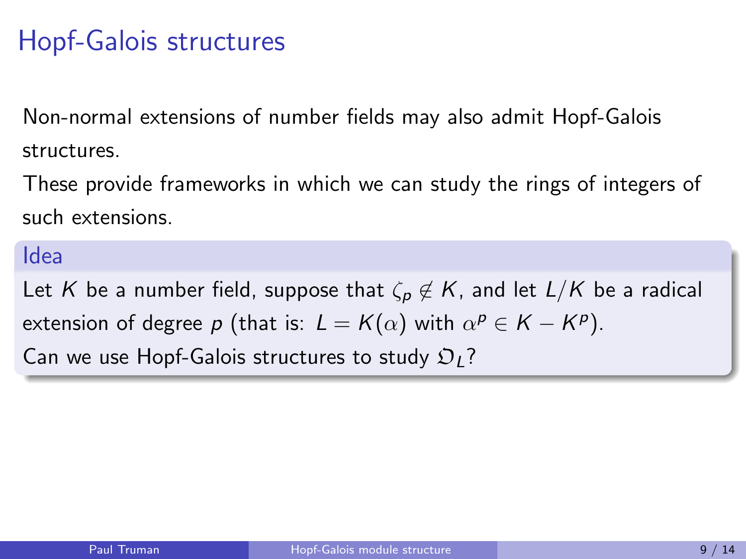# Hopf-Galois structures

Non-normal extensions of number fields may also admit Hopf-Galois structures.

These provide frameworks in which we can study the rings of integers of such extensions.

### Idea

Let $K$ be a number field, suppose that $\zeta_p \notin K$, and let $L/K$ be a radical extension of degree $p$ (that is: $L = K(\alpha)$ with $\alpha^p \in K - K^p$).

Can we use Hopf-Galois structures to study $\mathfrak{O}_L$?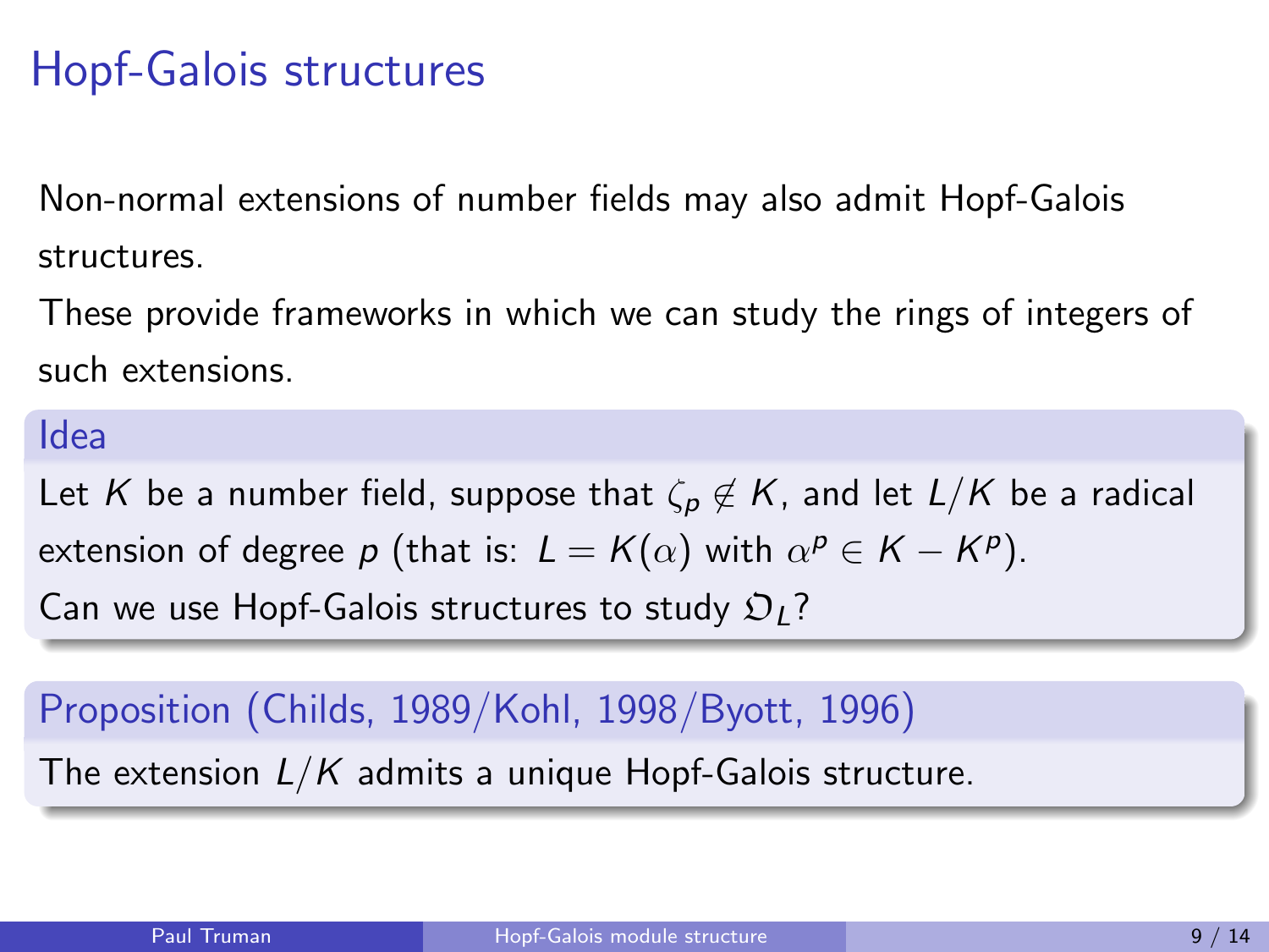# Hopf-Galois structures

Non-normal extensions of number fields may also admit Hopf-Galois structures.

These provide frameworks in which we can study the rings of integers of such extensions.

### Idea

Let $K$ be a number field, suppose that $\zeta_p \notin K$, and let $L/K$ be a radical extension of degree $p$ (that is: $L = K(\alpha)$ with $\alpha^p \in K - K^p$).

Can we use Hopf-Galois structures to study $\mathfrak{O}_L$?

### Proposition (Childs, 1989/Kohl, 1998/Byott, 1996)

The extension $L/K$ admits a unique Hopf-Galois structure.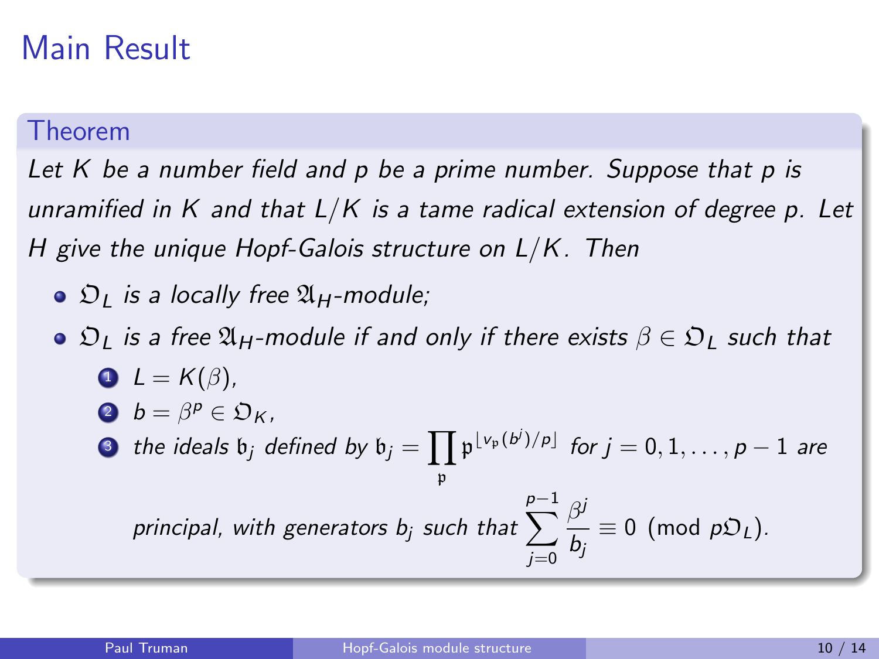# Main Result

**Theorem**

*Let $K$ be a number field and $p$ be a prime number. Suppose that $p$ is unramified in $K$ and that $L/K$ is a tame radical extension of degree $p$. Let $H$ give the unique Hopf-Galois structure on $L/K$. Then*

- $\mathfrak{O}_L$ *is a locally free* $\mathfrak{A}_H$*-module;*
- $\mathfrak{O}_L$ *is a free* $\mathfrak{A}_H$*-module if and only if there exists* $\beta \in \mathfrak{O}_L$ *such that*
  1. $L = K(\beta)$,
  2. $b = \beta^p \in \mathfrak{O}_K$,
  3. *the ideals* $\mathfrak{b}_j$ *defined by* $\mathfrak{b}_j = \prod_{\mathfrak{p}} \mathfrak{p}^{\lfloor v_{\mathfrak{p}}(b^j)/p \rfloor}$ *for* $j = 0, 1, \ldots, p-1$ *are principal, with generators* $b_j$ *such that* $\displaystyle\sum_{j=0}^{p-1} \frac{\beta^j}{b_j} \equiv 0 \pmod{p\mathfrak{O}_L}$.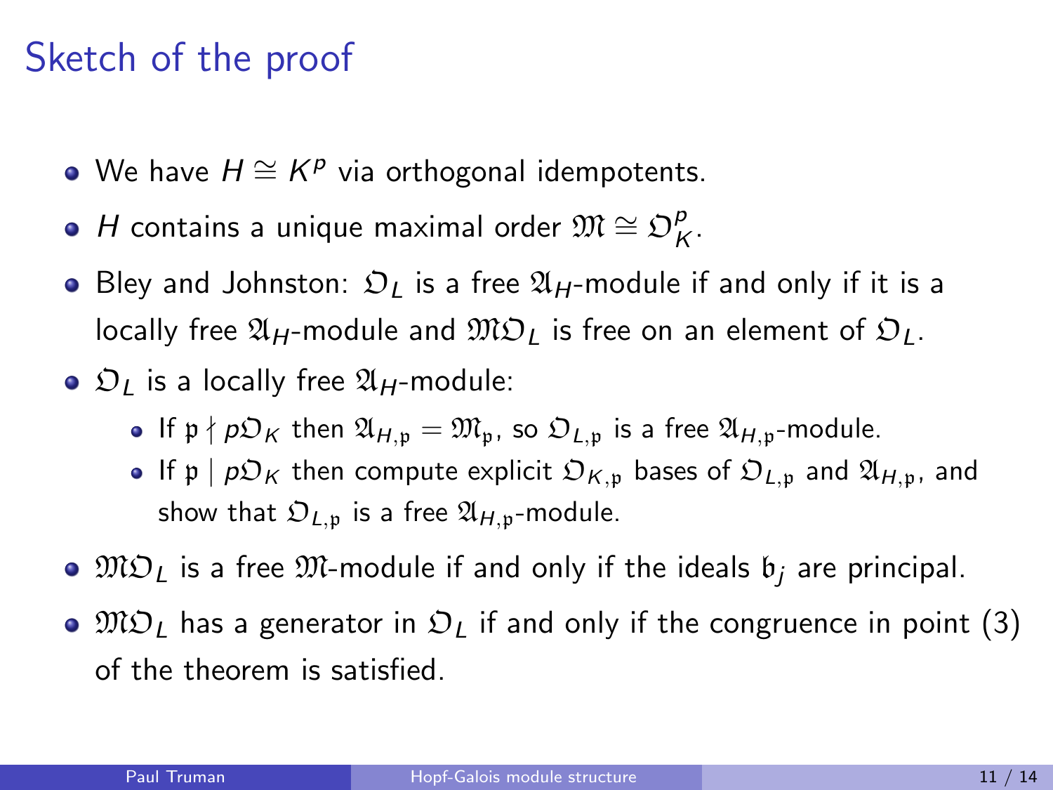# Sketch of the proof

- We have $H \cong K^p$ via orthogonal idempotents.
- $H$ contains a unique maximal order $\mathfrak{M} \cong \mathfrak{O}_K^p$.
- Bley and Johnston: $\mathfrak{O}_L$ is a free $\mathfrak{A}_H$-module if and only if it is a locally free $\mathfrak{A}_H$-module and $\mathfrak{M}\mathfrak{O}_L$ is free on an element of $\mathfrak{O}_L$.
- $\mathfrak{O}_L$ is a locally free $\mathfrak{A}_H$-module:
  - If $\mathfrak{p} \nmid p\mathfrak{O}_K$ then $\mathfrak{A}_{H,\mathfrak{p}} = \mathfrak{M}_{\mathfrak{p}}$, so $\mathfrak{O}_{L,\mathfrak{p}}$ is a free $\mathfrak{A}_{H,\mathfrak{p}}$-module.
  - If $\mathfrak{p} \mid p\mathfrak{O}_K$ then compute explicit $\mathfrak{O}_{K,\mathfrak{p}}$ bases of $\mathfrak{O}_{L,\mathfrak{p}}$ and $\mathfrak{A}_{H,\mathfrak{p}}$, and show that $\mathfrak{O}_{L,\mathfrak{p}}$ is a free $\mathfrak{A}_{H,\mathfrak{p}}$-module.
- $\mathfrak{M}\mathfrak{O}_L$ is a free $\mathfrak{M}$-module if and only if the ideals $\mathfrak{b}_j$ are principal.
- $\mathfrak{M}\mathfrak{O}_L$ has a generator in $\mathfrak{O}_L$ if and only if the congruence in point (3) of the theorem is satisfied.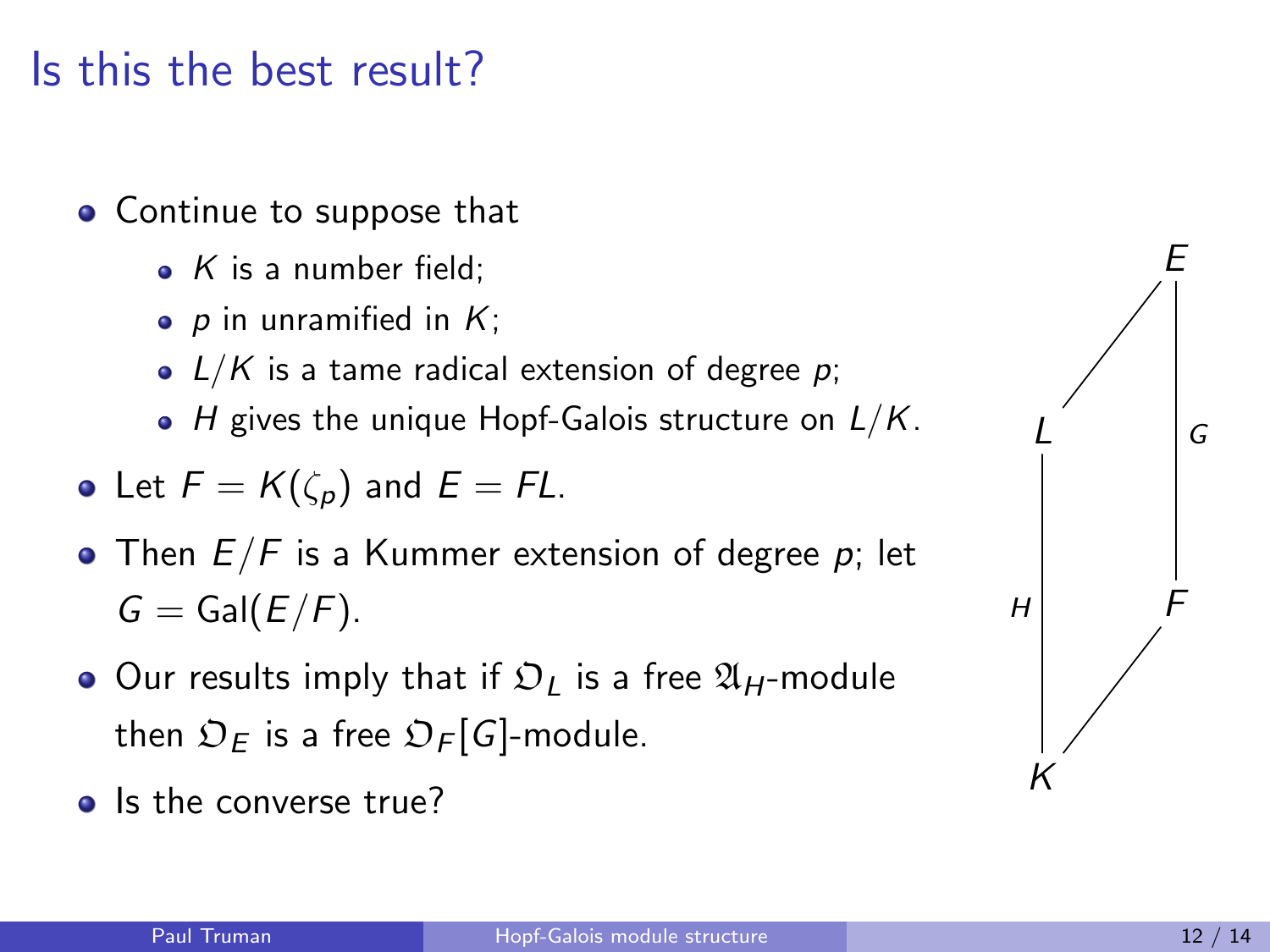# Is this the best result?

- Continue to suppose that
  - $K$ is a number field;
  - $p$ in unramified in $K$;
  - $L/K$ is a tame radical extension of degree $p$;
  - $H$ gives the unique Hopf-Galois structure on $L/K$.
- Let $F = K(\zeta_p)$ and $E = FL$.
- Then $E/F$ is a Kummer extension of degree $p$; let $G = \mathrm{Gal}(E/F)$.
- Our results imply that if $\mathfrak{O}_L$ is a free $\mathfrak{A}_H$-module then $\mathfrak{O}_E$ is a free $\mathfrak{O}_F[G]$-module.
- Is the converse true?

$E$, $L$, $F$, $K$; $H$ (between $L$ and $K$), $G$ (between $E$ and $F$)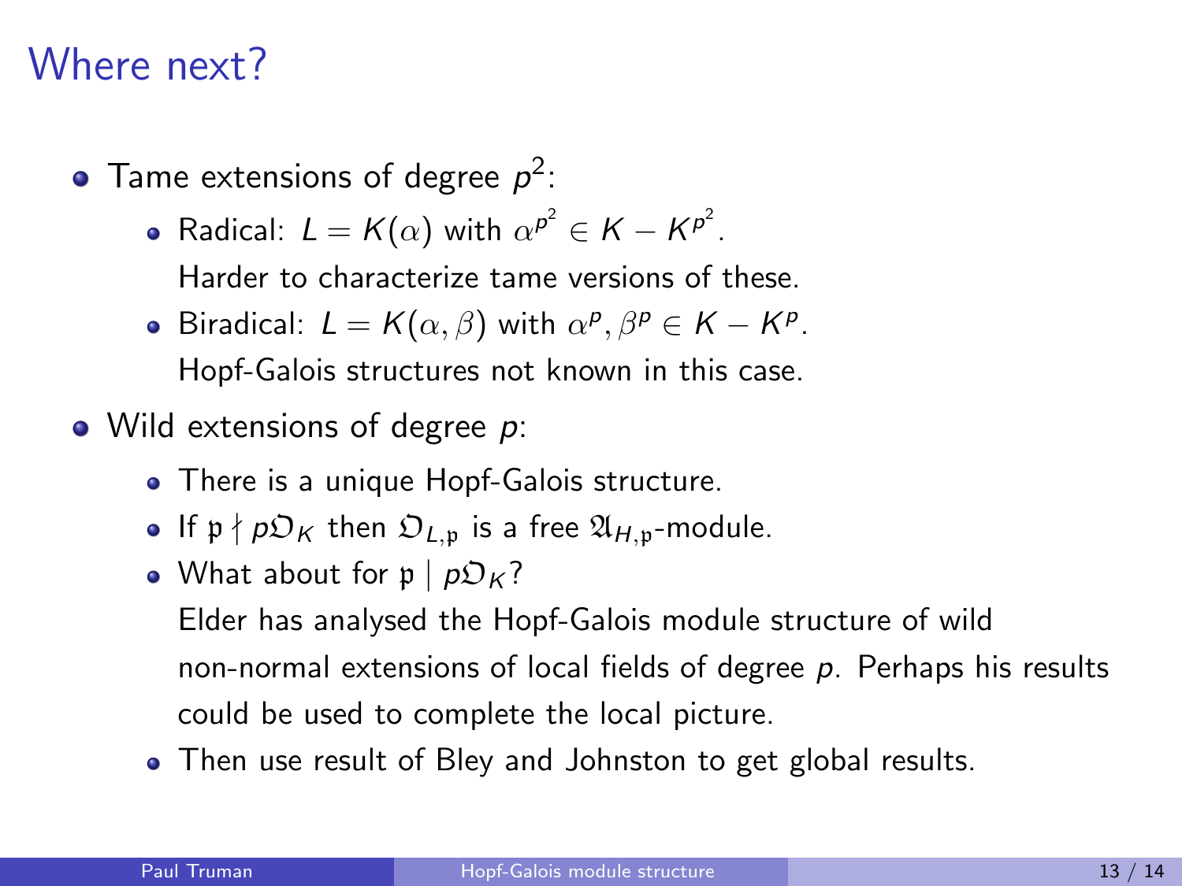# Where next?

- Tame extensions of degree $p^2$:
  - Radical: $L = K(\alpha)$ with $\alpha^{p^2} \in K - K^{p^2}$.

    Harder to characterize tame versions of these.
  - Biradical: $L = K(\alpha, \beta)$ with $\alpha^p, \beta^p \in K - K^p$.

    Hopf-Galois structures not known in this case.
- Wild extensions of degree $p$:
  - There is a unique Hopf-Galois structure.
  - If $\mathfrak{p} \nmid p\mathfrak{O}_K$ then $\mathfrak{O}_{L,\mathfrak{p}}$ is a free $\mathfrak{A}_{H,\mathfrak{p}}$-module.
  - What about for $\mathfrak{p} \mid p\mathfrak{O}_K$?

    Elder has analysed the Hopf-Galois module structure of wild non-normal extensions of local fields of degree $p$. Perhaps his results could be used to complete the local picture.
  - Then use result of Bley and Johnston to get global results.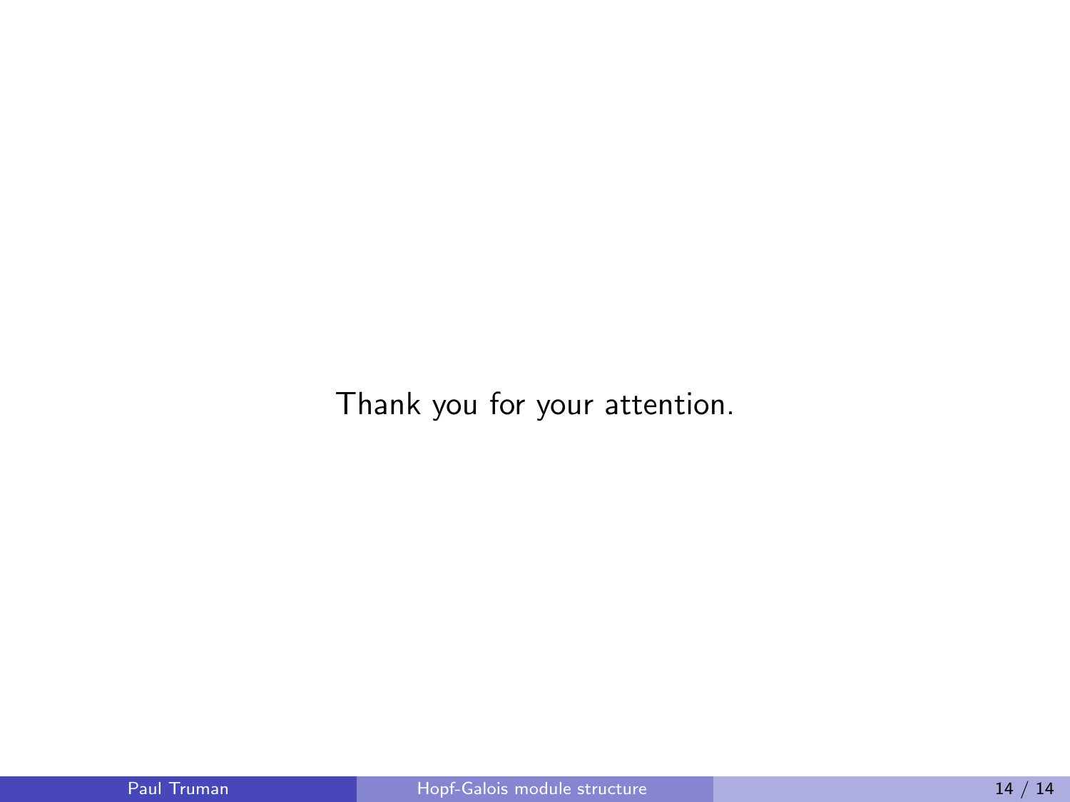Thank you for your attention.